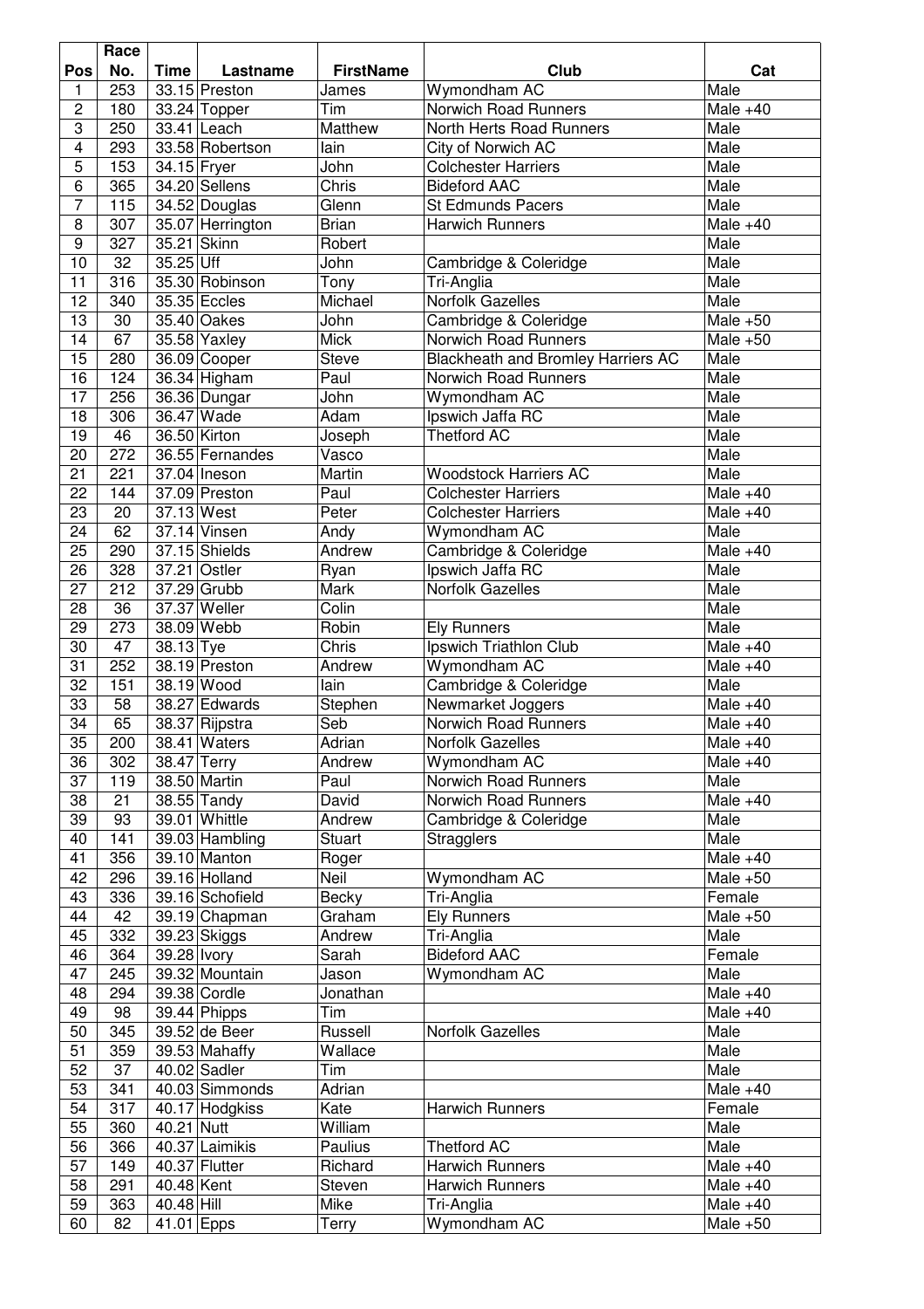| Pos | Race No. | Time | Lastname | FirstName | Club | Cat |
|---|---|---|---|---|---|---|
| 1 | 253 | 33.15 | Preston | James | Wymondham AC | Male |
| 2 | 180 | 33.24 | Topper | Tim | Norwich Road Runners | Male +40 |
| 3 | 250 | 33.41 | Leach | Matthew | North Herts Road Runners | Male |
| 4 | 293 | 33.58 | Robertson | Iain | City of Norwich AC | Male |
| 5 | 153 | 34.15 | Fryer | John | Colchester Harriers | Male |
| 6 | 365 | 34.20 | Sellens | Chris | Bideford AAC | Male |
| 7 | 115 | 34.52 | Douglas | Glenn | St Edmunds Pacers | Male |
| 8 | 307 | 35.07 | Herrington | Brian | Harwich Runners | Male +40 |
| 9 | 327 | 35.21 | Skinn | Robert | | Male |
| 10 | 32 | 35.25 | Uff | John | Cambridge & Coleridge | Male |
| 11 | 316 | 35.30 | Robinson | Tony | Tri-Anglia | Male |
| 12 | 340 | 35.35 | Eccles | Michael | Norfolk Gazelles | Male |
| 13 | 30 | 35.40 | Oakes | John | Cambridge & Coleridge | Male +50 |
| 14 | 67 | 35.58 | Yaxley | Mick | Norwich Road Runners | Male +50 |
| 15 | 280 | 36.09 | Cooper | Steve | Blackheath and Bromley Harriers AC | Male |
| 16 | 124 | 36.34 | Higham | Paul | Norwich Road Runners | Male |
| 17 | 256 | 36.36 | Dungar | John | Wymondham AC | Male |
| 18 | 306 | 36.47 | Wade | Adam | Ipswich Jaffa RC | Male |
| 19 | 46 | 36.50 | Kirton | Joseph | Thetford AC | Male |
| 20 | 272 | 36.55 | Fernandes | Vasco | | Male |
| 21 | 221 | 37.04 | Ineson | Martin | Woodstock Harriers AC | Male |
| 22 | 144 | 37.09 | Preston | Paul | Colchester Harriers | Male +40 |
| 23 | 20 | 37.13 | West | Peter | Colchester Harriers | Male +40 |
| 24 | 62 | 37.14 | Vinsen | Andy | Wymondham AC | Male |
| 25 | 290 | 37.15 | Shields | Andrew | Cambridge & Coleridge | Male +40 |
| 26 | 328 | 37.21 | Ostler | Ryan | Ipswich Jaffa RC | Male |
| 27 | 212 | 37.29 | Grubb | Mark | Norfolk Gazelles | Male |
| 28 | 36 | 37.37 | Weller | Colin | | Male |
| 29 | 273 | 38.09 | Webb | Robin | Ely Runners | Male |
| 30 | 47 | 38.13 | Tye | Chris | Ipswich Triathlon Club | Male +40 |
| 31 | 252 | 38.19 | Preston | Andrew | Wymondham AC | Male +40 |
| 32 | 151 | 38.19 | Wood | Iain | Cambridge & Coleridge | Male |
| 33 | 58 | 38.27 | Edwards | Stephen | Newmarket Joggers | Male +40 |
| 34 | 65 | 38.37 | Rijpstra | Seb | Norwich Road Runners | Male +40 |
| 35 | 200 | 38.41 | Waters | Adrian | Norfolk Gazelles | Male +40 |
| 36 | 302 | 38.47 | Terry | Andrew | Wymondham AC | Male +40 |
| 37 | 119 | 38.50 | Martin | Paul | Norwich Road Runners | Male |
| 38 | 21 | 38.55 | Tandy | David | Norwich Road Runners | Male +40 |
| 39 | 93 | 39.01 | Whittle | Andrew | Cambridge & Coleridge | Male |
| 40 | 141 | 39.03 | Hambling | Stuart | Stragglers | Male |
| 41 | 356 | 39.10 | Manton | Roger | | Male +40 |
| 42 | 296 | 39.16 | Holland | Neil | Wymondham AC | Male +50 |
| 43 | 336 | 39.16 | Schofield | Becky | Tri-Anglia | Female |
| 44 | 42 | 39.19 | Chapman | Graham | Ely Runners | Male +50 |
| 45 | 332 | 39.23 | Skiggs | Andrew | Tri-Anglia | Male |
| 46 | 364 | 39.28 | Ivory | Sarah | Bideford AAC | Female |
| 47 | 245 | 39.32 | Mountain | Jason | Wymondham AC | Male |
| 48 | 294 | 39.38 | Cordle | Jonathan | | Male +40 |
| 49 | 98 | 39.44 | Phipps | Tim | | Male +40 |
| 50 | 345 | 39.52 | de Beer | Russell | Norfolk Gazelles | Male |
| 51 | 359 | 39.53 | Mahaffy | Wallace | | Male |
| 52 | 37 | 40.02 | Sadler | Tim | | Male |
| 53 | 341 | 40.03 | Simmonds | Adrian | | Male +40 |
| 54 | 317 | 40.17 | Hodgkiss | Kate | Harwich Runners | Female |
| 55 | 360 | 40.21 | Nutt | William | | Male |
| 56 | 366 | 40.37 | Laimikis | Paulius | Thetford AC | Male |
| 57 | 149 | 40.37 | Flutter | Richard | Harwich Runners | Male +40 |
| 58 | 291 | 40.48 | Kent | Steven | Harwich Runners | Male +40 |
| 59 | 363 | 40.48 | Hill | Mike | Tri-Anglia | Male +40 |
| 60 | 82 | 41.01 | Epps | Terry | Wymondham AC | Male +50 |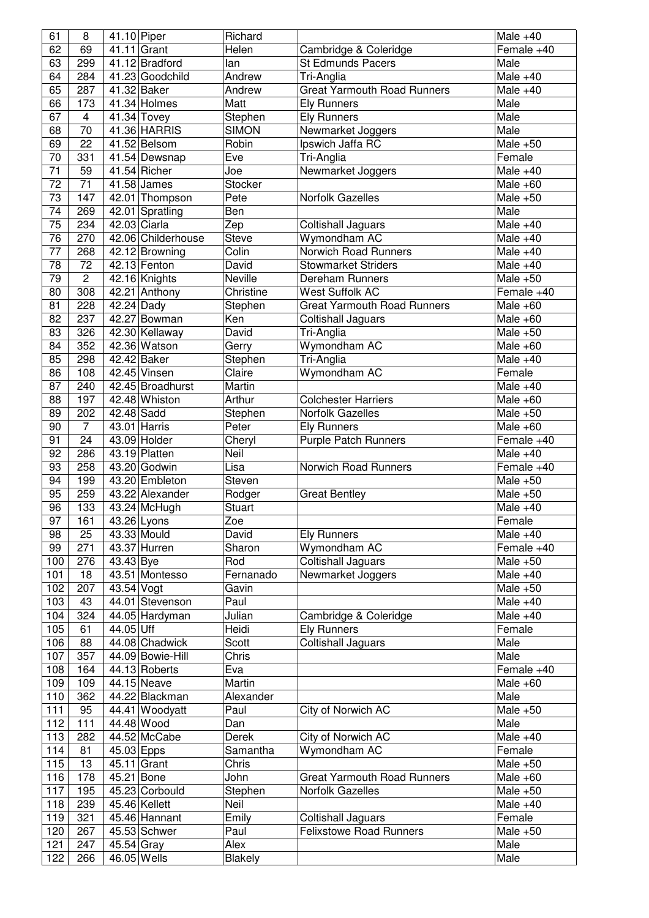| 61 | 8 | 41.10 | Piper | Richard | | Male +40 |
|---|---|---|---|---|---|---|
| 62 | 69 | 41.11 | Grant | Helen | Cambridge & Coleridge | Female +40 |
| 63 | 299 | 41.12 | Bradford | Ian | St Edmunds Pacers | Male |
| 64 | 284 | 41.23 | Goodchild | Andrew | Tri-Anglia | Male +40 |
| 65 | 287 | 41.32 | Baker | Andrew | Great Yarmouth Road Runners | Male +40 |
| 66 | 173 | 41.34 | Holmes | Matt | Ely Runners | Male |
| 67 | 4 | 41.34 | Tovey | Stephen | Ely Runners | Male |
| 68 | 70 | 41.36 | HARRIS | SIMON | Newmarket Joggers | Male |
| 69 | 22 | 41.52 | Belsom | Robin | Ipswich Jaffa RC | Male +50 |
| 70 | 331 | 41.54 | Dewsnap | Eve | Tri-Anglia | Female |
| 71 | 59 | 41.54 | Richer | Joe | Newmarket Joggers | Male +40 |
| 72 | 71 | 41.58 | James | Stocker | | Male +60 |
| 73 | 147 | 42.01 | Thompson | Pete | Norfolk Gazelles | Male +50 |
| 74 | 269 | 42.01 | Spratling | Ben | | Male |
| 75 | 234 | 42.03 | Ciarla | Zep | Coltishall Jaguars | Male +40 |
| 76 | 270 | 42.06 | Childerhouse | Steve | Wymondham AC | Male +40 |
| 77 | 268 | 42.12 | Browning | Colin | Norwich Road Runners | Male +40 |
| 78 | 72 | 42.13 | Fenton | David | Stowmarket Striders | Male +40 |
| 79 | 2 | 42.16 | Knights | Neville | Dereham Runners | Male +50 |
| 80 | 308 | 42.21 | Anthony | Christine | West Suffolk AC | Female +40 |
| 81 | 228 | 42.24 | Dady | Stephen | Great Yarmouth Road Runners | Male +60 |
| 82 | 237 | 42.27 | Bowman | Ken | Coltishall Jaguars | Male +60 |
| 83 | 326 | 42.30 | Kellaway | David | Tri-Anglia | Male +50 |
| 84 | 352 | 42.36 | Watson | Gerry | Wymondham AC | Male +60 |
| 85 | 298 | 42.42 | Baker | Stephen | Tri-Anglia | Male +40 |
| 86 | 108 | 42.45 | Vinsen | Claire | Wymondham AC | Female |
| 87 | 240 | 42.45 | Broadhurst | Martin | | Male +40 |
| 88 | 197 | 42.48 | Whiston | Arthur | Colchester Harriers | Male +60 |
| 89 | 202 | 42.48 | Sadd | Stephen | Norfolk Gazelles | Male +50 |
| 90 | 7 | 43.01 | Harris | Peter | Ely Runners | Male +60 |
| 91 | 24 | 43.09 | Holder | Cheryl | Purple Patch Runners | Female +40 |
| 92 | 286 | 43.19 | Platten | Neil | | Male +40 |
| 93 | 258 | 43.20 | Godwin | Lisa | Norwich Road Runners | Female +40 |
| 94 | 199 | 43.20 | Embleton | Steven | | Male +50 |
| 95 | 259 | 43.22 | Alexander | Rodger | Great Bentley | Male +50 |
| 96 | 133 | 43.24 | McHugh | Stuart | | Male +40 |
| 97 | 161 | 43.26 | Lyons | Zoe | | Female |
| 98 | 25 | 43.33 | Mould | David | Ely Runners | Male +40 |
| 99 | 271 | 43.37 | Hurren | Sharon | Wymondham AC | Female +40 |
| 100 | 276 | 43.43 | Bye | Rod | Coltishall Jaguars | Male +50 |
| 101 | 18 | 43.51 | Montesso | Fernanado | Newmarket Joggers | Male +40 |
| 102 | 207 | 43.54 | Vogt | Gavin | | Male +50 |
| 103 | 43 | 44.01 | Stevenson | Paul | | Male +40 |
| 104 | 324 | 44.05 | Hardyman | Julian | Cambridge & Coleridge | Male +40 |
| 105 | 61 | 44.05 | Uff | Heidi | Ely Runners | Female |
| 106 | 88 | 44.08 | Chadwick | Scott | Coltishall Jaguars | Male |
| 107 | 357 | 44.09 | Bowie-Hill | Chris | | Male |
| 108 | 164 | 44.13 | Roberts | Eva | | Female +40 |
| 109 | 109 | 44.15 | Neave | Martin | | Male +60 |
| 110 | 362 | 44.22 | Blackman | Alexander | | Male |
| 111 | 95 | 44.41 | Woodyatt | Paul | City of Norwich AC | Male +50 |
| 112 | 111 | 44.48 | Wood | Dan | | Male |
| 113 | 282 | 44.52 | McCabe | Derek | City of Norwich AC | Male +40 |
| 114 | 81 | 45.03 | Epps | Samantha | Wymondham AC | Female |
| 115 | 13 | 45.11 | Grant | Chris | | Male +50 |
| 116 | 178 | 45.21 | Bone | John | Great Yarmouth Road Runners | Male +60 |
| 117 | 195 | 45.23 | Corbould | Stephen | Norfolk Gazelles | Male +50 |
| 118 | 239 | 45.46 | Kellett | Neil | | Male +40 |
| 119 | 321 | 45.46 | Hannant | Emily | Coltishall Jaguars | Female |
| 120 | 267 | 45.53 | Schwer | Paul | Felixstowe Road Runners | Male +50 |
| 121 | 247 | 45.54 | Gray | Alex | | Male |
| 122 | 266 | 46.05 | Wells | Blakely | | Male |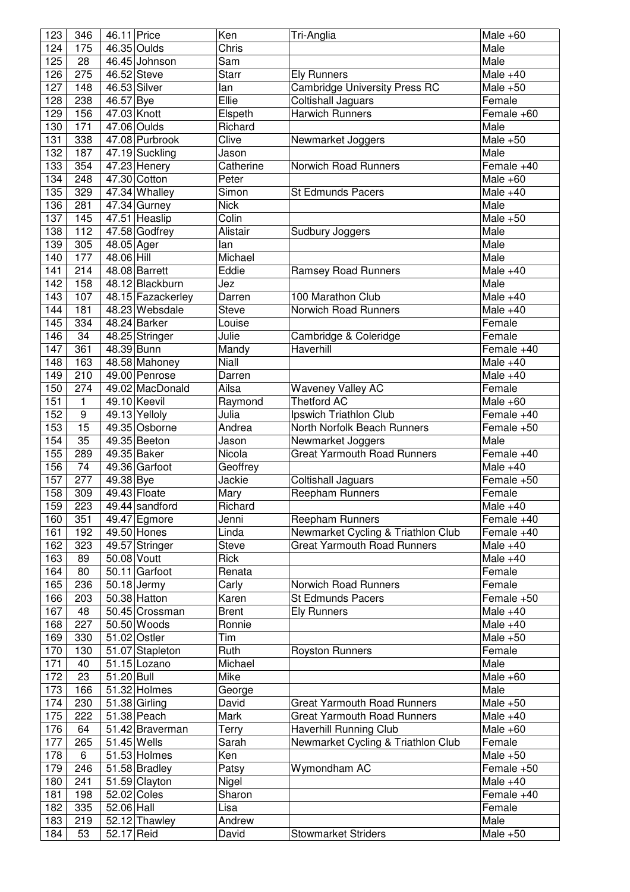| 123 | 346 | 46.11 | Price | Ken | Tri-Anglia | Male +60 |
|---|---|---|---|---|---|---|
| 124 | 175 | 46.35 | Oulds | Chris | | Male |
| 125 | 28 | 46.45 | Johnson | Sam | | Male |
| 126 | 275 | 46.52 | Steve | Starr | Ely Runners | Male +40 |
| 127 | 148 | 46.53 | Silver | Ian | Cambridge University Press RC | Male +50 |
| 128 | 238 | 46.57 | Bye | Ellie | Coltishall Jaguars | Female |
| 129 | 156 | 47.03 | Knott | Elspeth | Harwich Runners | Female +60 |
| 130 | 171 | 47.06 | Oulds | Richard | | Male |
| 131 | 338 | 47.08 | Purbrook | Clive | Newmarket Joggers | Male +50 |
| 132 | 187 | 47.19 | Suckling | Jason | | Male |
| 133 | 354 | 47.23 | Henery | Catherine | Norwich Road Runners | Female +40 |
| 134 | 248 | 47.30 | Cotton | Peter | | Male +60 |
| 135 | 329 | 47.34 | Whalley | Simon | St Edmunds Pacers | Male +40 |
| 136 | 281 | 47.34 | Gurney | Nick | | Male |
| 137 | 145 | 47.51 | Heaslip | Colin | | Male +50 |
| 138 | 112 | 47.58 | Godfrey | Alistair | Sudbury Joggers | Male |
| 139 | 305 | 48.05 | Ager | Ian | | Male |
| 140 | 177 | 48.06 | Hill | Michael | | Male |
| 141 | 214 | 48.08 | Barrett | Eddie | Ramsey Road Runners | Male +40 |
| 142 | 158 | 48.12 | Blackburn | Jez | | Male |
| 143 | 107 | 48.15 | Fazackerley | Darren | 100 Marathon Club | Male +40 |
| 144 | 181 | 48.23 | Websdale | Steve | Norwich Road Runners | Male +40 |
| 145 | 334 | 48.24 | Barker | Louise | | Female |
| 146 | 34 | 48.25 | Stringer | Julie | Cambridge & Coleridge | Female |
| 147 | 361 | 48.39 | Bunn | Mandy | Haverhill | Female +40 |
| 148 | 163 | 48.58 | Mahoney | Niall | | Male +40 |
| 149 | 210 | 49.00 | Penrose | Darren | | Male +40 |
| 150 | 274 | 49.02 | MacDonald | Ailsa | Waveney Valley AC | Female |
| 151 | 1 | 49.10 | Keevil | Raymond | Thetford AC | Male +60 |
| 152 | 9 | 49.13 | Yelloly | Julia | Ipswich Triathlon Club | Female +40 |
| 153 | 15 | 49.35 | Osborne | Andrea | North Norfolk Beach Runners | Female +50 |
| 154 | 35 | 49.35 | Beeton | Jason | Newmarket Joggers | Male |
| 155 | 289 | 49.35 | Baker | Nicola | Great Yarmouth Road Runners | Female +40 |
| 156 | 74 | 49.36 | Garfoot | Geoffrey | | Male +40 |
| 157 | 277 | 49.38 | Bye | Jackie | Coltishall Jaguars | Female +50 |
| 158 | 309 | 49.43 | Floate | Mary | Reepham Runners | Female |
| 159 | 223 | 49.44 | sandford | Richard | | Male +40 |
| 160 | 351 | 49.47 | Egmore | Jenni | Reepham Runners | Female +40 |
| 161 | 192 | 49.50 | Hones | Linda | Newmarket Cycling & Triathlon Club | Female +40 |
| 162 | 323 | 49.57 | Stringer | Steve | Great Yarmouth Road Runners | Male +40 |
| 163 | 89 | 50.08 | Voutt | Rick | | Male +40 |
| 164 | 80 | 50.11 | Garfoot | Renata | | Female |
| 165 | 236 | 50.18 | Jermy | Carly | Norwich Road Runners | Female |
| 166 | 203 | 50.38 | Hatton | Karen | St Edmunds Pacers | Female +50 |
| 167 | 48 | 50.45 | Crossman | Brent | Ely Runners | Male +40 |
| 168 | 227 | 50.50 | Woods | Ronnie | | Male +40 |
| 169 | 330 | 51.02 | Ostler | Tim | | Male +50 |
| 170 | 130 | 51.07 | Stapleton | Ruth | Royston Runners | Female |
| 171 | 40 | 51.15 | Lozano | Michael | | Male |
| 172 | 23 | 51.20 | Bull | Mike | | Male +60 |
| 173 | 166 | 51.32 | Holmes | George | | Male |
| 174 | 230 | 51.38 | Girling | David | Great Yarmouth Road Runners | Male +50 |
| 175 | 222 | 51.38 | Peach | Mark | Great Yarmouth Road Runners | Male +40 |
| 176 | 64 | 51.42 | Braverman | Terry | Haverhill Running Club | Male +60 |
| 177 | 265 | 51.45 | Wells | Sarah | Newmarket Cycling & Triathlon Club | Female |
| 178 | 6 | 51.53 | Holmes | Ken | | Male +50 |
| 179 | 246 | 51.58 | Bradley | Patsy | Wymondham AC | Female +50 |
| 180 | 241 | 51.59 | Clayton | Nigel | | Male +40 |
| 181 | 198 | 52.02 | Coles | Sharon | | Female +40 |
| 182 | 335 | 52.06 | Hall | Lisa | | Female |
| 183 | 219 | 52.12 | Thawley | Andrew | | Male |
| 184 | 53 | 52.17 | Reid | David | Stowmarket Striders | Male +50 |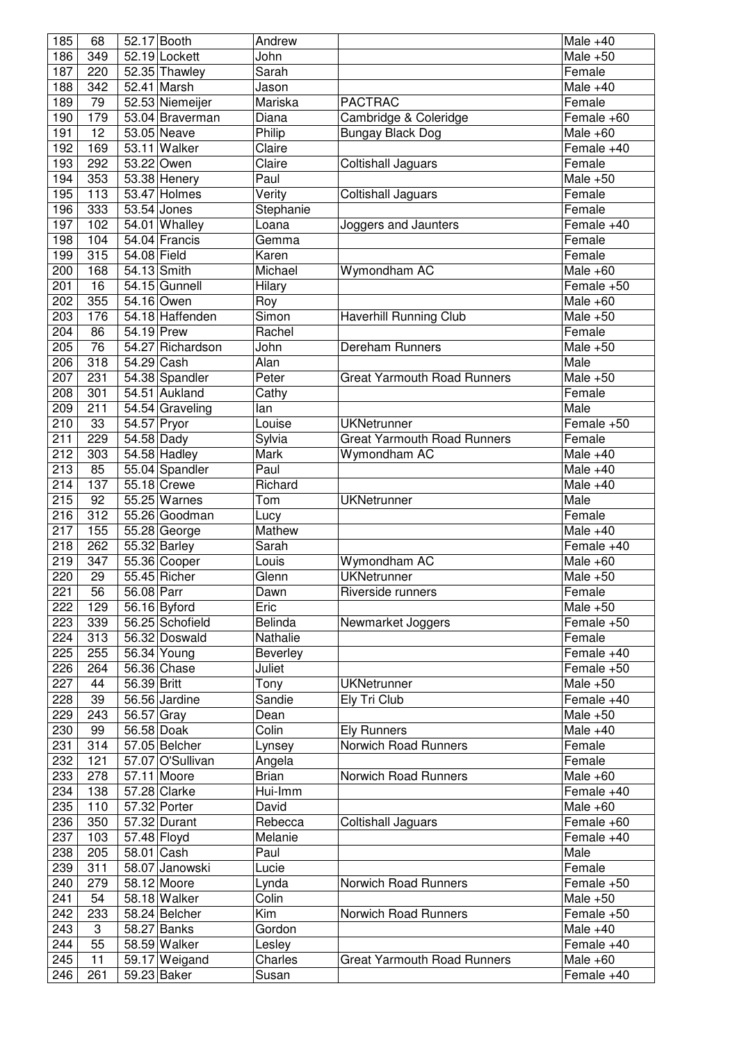| 185 | 68 | 52.17 | Booth | Andrew | | Male +40 |
|---|---|---|---|---|---|---|
| 186 | 349 | 52.19 | Lockett | John | | Male +50 |
| 187 | 220 | 52.35 | Thawley | Sarah | | Female |
| 188 | 342 | 52.41 | Marsh | Jason | | Male +40 |
| 189 | 79 | 52.53 | Niemeijer | Mariska | PACTRAC | Female |
| 190 | 179 | 53.04 | Braverman | Diana | Cambridge & Coleridge | Female +60 |
| 191 | 12 | 53.05 | Neave | Philip | Bungay Black Dog | Male +60 |
| 192 | 169 | 53.11 | Walker | Claire | | Female +40 |
| 193 | 292 | 53.22 | Owen | Claire | Coltishall Jaguars | Female |
| 194 | 353 | 53.38 | Henery | Paul | | Male +50 |
| 195 | 113 | 53.47 | Holmes | Verity | Coltishall Jaguars | Female |
| 196 | 333 | 53.54 | Jones | Stephanie | | Female |
| 197 | 102 | 54.01 | Whalley | Loana | Joggers and Jaunters | Female +40 |
| 198 | 104 | 54.04 | Francis | Gemma | | Female |
| 199 | 315 | 54.08 | Field | Karen | | Female |
| 200 | 168 | 54.13 | Smith | Michael | Wymondham AC | Male +60 |
| 201 | 16 | 54.15 | Gunnell | Hilary | | Female +50 |
| 202 | 355 | 54.16 | Owen | Roy | | Male +60 |
| 203 | 176 | 54.18 | Haffenden | Simon | Haverhill Running Club | Male +50 |
| 204 | 86 | 54.19 | Prew | Rachel | | Female |
| 205 | 76 | 54.27 | Richardson | John | Dereham Runners | Male +50 |
| 206 | 318 | 54.29 | Cash | Alan | | Male |
| 207 | 231 | 54.38 | Spandler | Peter | Great Yarmouth Road Runners | Male +50 |
| 208 | 301 | 54.51 | Aukland | Cathy | | Female |
| 209 | 211 | 54.54 | Graveling | Ian | | Male |
| 210 | 33 | 54.57 | Pryor | Louise | UKNetrunner | Female +50 |
| 211 | 229 | 54.58 | Dady | Sylvia | Great Yarmouth Road Runners | Female |
| 212 | 303 | 54.58 | Hadley | Mark | Wymondham AC | Male +40 |
| 213 | 85 | 55.04 | Spandler | Paul | | Male +40 |
| 214 | 137 | 55.18 | Crewe | Richard | | Male +40 |
| 215 | 92 | 55.25 | Warnes | Tom | UKNetrunner | Male |
| 216 | 312 | 55.26 | Goodman | Lucy | | Female |
| 217 | 155 | 55.28 | George | Mathew | | Male +40 |
| 218 | 262 | 55.32 | Barley | Sarah | | Female +40 |
| 219 | 347 | 55.36 | Cooper | Louis | Wymondham AC | Male +60 |
| 220 | 29 | 55.45 | Richer | Glenn | UKNetrunner | Male +50 |
| 221 | 56 | 56.08 | Parr | Dawn | Riverside runners | Female |
| 222 | 129 | 56.16 | Byford | Eric | | Male +50 |
| 223 | 339 | 56.25 | Schofield | Belinda | Newmarket Joggers | Female +50 |
| 224 | 313 | 56.32 | Doswald | Nathalie | | Female |
| 225 | 255 | 56.34 | Young | Beverley | | Female +40 |
| 226 | 264 | 56.36 | Chase | Juliet | | Female +50 |
| 227 | 44 | 56.39 | Britt | Tony | UKNetrunner | Male +50 |
| 228 | 39 | 56.56 | Jardine | Sandie | Ely Tri Club | Female +40 |
| 229 | 243 | 56.57 | Gray | Dean | | Male +50 |
| 230 | 99 | 56.58 | Doak | Colin | Ely Runners | Male +40 |
| 231 | 314 | 57.05 | Belcher | Lynsey | Norwich Road Runners | Female |
| 232 | 121 | 57.07 | O'Sullivan | Angela | | Female |
| 233 | 278 | 57.11 | Moore | Brian | Norwich Road Runners | Male +60 |
| 234 | 138 | 57.28 | Clarke | Hui-Imm | | Female +40 |
| 235 | 110 | 57.32 | Porter | David | | Male +60 |
| 236 | 350 | 57.32 | Durant | Rebecca | Coltishall Jaguars | Female +60 |
| 237 | 103 | 57.48 | Floyd | Melanie | | Female +40 |
| 238 | 205 | 58.01 | Cash | Paul | | Male |
| 239 | 311 | 58.07 | Janowski | Lucie | | Female |
| 240 | 279 | 58.12 | Moore | Lynda | Norwich Road Runners | Female +50 |
| 241 | 54 | 58.18 | Walker | Colin | | Male +50 |
| 242 | 233 | 58.24 | Belcher | Kim | Norwich Road Runners | Female +50 |
| 243 | 3 | 58.27 | Banks | Gordon | | Male +40 |
| 244 | 55 | 58.59 | Walker | Lesley | | Female +40 |
| 245 | 11 | 59.17 | Weigand | Charles | Great Yarmouth Road Runners | Male +60 |
| 246 | 261 | 59.23 | Baker | Susan | | Female +40 |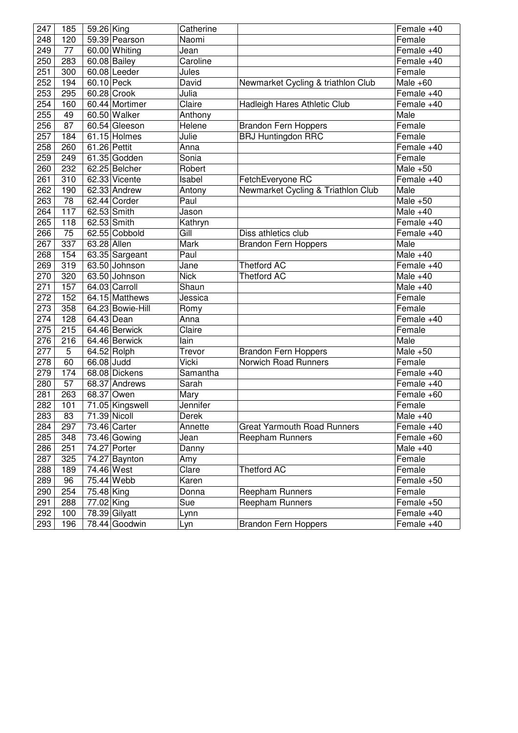| | | | | | | |
|---|---|---|---|---|---|---|
| 247 | 185 | 59.26 | King | Catherine | | Female +40 |
| 248 | 120 | 59.39 | Pearson | Naomi | | Female |
| 249 | 77 | 60.00 | Whiting | Jean | | Female +40 |
| 250 | 283 | 60.08 | Bailey | Caroline | | Female +40 |
| 251 | 300 | 60.08 | Leeder | Jules | | Female |
| 252 | 194 | 60.10 | Peck | David | Newmarket Cycling & triathlon Club | Male +60 |
| 253 | 295 | 60.28 | Crook | Julia | | Female +40 |
| 254 | 160 | 60.44 | Mortimer | Claire | Hadleigh Hares Athletic Club | Female +40 |
| 255 | 49 | 60.50 | Walker | Anthony | | Male |
| 256 | 87 | 60.54 | Gleeson | Helene | Brandon Fern Hoppers | Female |
| 257 | 184 | 61.15 | Holmes | Julie | BRJ Huntingdon RRC | Female |
| 258 | 260 | 61.26 | Pettit | Anna | | Female +40 |
| 259 | 249 | 61.35 | Godden | Sonia | | Female |
| 260 | 232 | 62.25 | Belcher | Robert | | Male +50 |
| 261 | 310 | 62.33 | Vicente | Isabel | FetchEveryone RC | Female +40 |
| 262 | 190 | 62.33 | Andrew | Antony | Newmarket Cycling & Triathlon Club | Male |
| 263 | 78 | 62.44 | Corder | Paul | | Male +50 |
| 264 | 117 | 62.53 | Smith | Jason | | Male +40 |
| 265 | 118 | 62.53 | Smith | Kathryn | | Female +40 |
| 266 | 75 | 62.55 | Cobbold | Gill | Diss athletics club | Female +40 |
| 267 | 337 | 63.28 | Allen | Mark | Brandon Fern Hoppers | Male |
| 268 | 154 | 63.35 | Sargeant | Paul | | Male +40 |
| 269 | 319 | 63.50 | Johnson | Jane | Thetford AC | Female +40 |
| 270 | 320 | 63.50 | Johnson | Nick | Thetford AC | Male +40 |
| 271 | 157 | 64.03 | Carroll | Shaun | | Male +40 |
| 272 | 152 | 64.15 | Matthews | Jessica | | Female |
| 273 | 358 | 64.23 | Bowie-Hill | Romy | | Female |
| 274 | 128 | 64.43 | Dean | Anna | | Female +40 |
| 275 | 215 | 64.46 | Berwick | Claire | | Female |
| 276 | 216 | 64.46 | Berwick | Iain | | Male |
| 277 | 5 | 64.52 | Rolph | Trevor | Brandon Fern Hoppers | Male +50 |
| 278 | 60 | 66.08 | Judd | Vicki | Norwich Road Runners | Female |
| 279 | 174 | 68.08 | Dickens | Samantha | | Female +40 |
| 280 | 57 | 68.37 | Andrews | Sarah | | Female +40 |
| 281 | 263 | 68.37 | Owen | Mary | | Female +60 |
| 282 | 101 | 71.05 | Kingswell | Jennifer | | Female |
| 283 | 83 | 71.39 | Nicoll | Derek | | Male +40 |
| 284 | 297 | 73.46 | Carter | Annette | Great Yarmouth Road Runners | Female +40 |
| 285 | 348 | 73.46 | Gowing | Jean | Reepham Runners | Female +60 |
| 286 | 251 | 74.27 | Porter | Danny | | Male +40 |
| 287 | 325 | 74.27 | Baynton | Amy | | Female |
| 288 | 189 | 74.46 | West | Clare | Thetford AC | Female |
| 289 | 96 | 75.44 | Webb | Karen | | Female +50 |
| 290 | 254 | 75.48 | King | Donna | Reepham Runners | Female |
| 291 | 288 | 77.02 | King | Sue | Reepham Runners | Female +50 |
| 292 | 100 | 78.39 | Gilyatt | Lynn | | Female +40 |
| 293 | 196 | 78.44 | Goodwin | Lyn | Brandon Fern Hoppers | Female +40 |